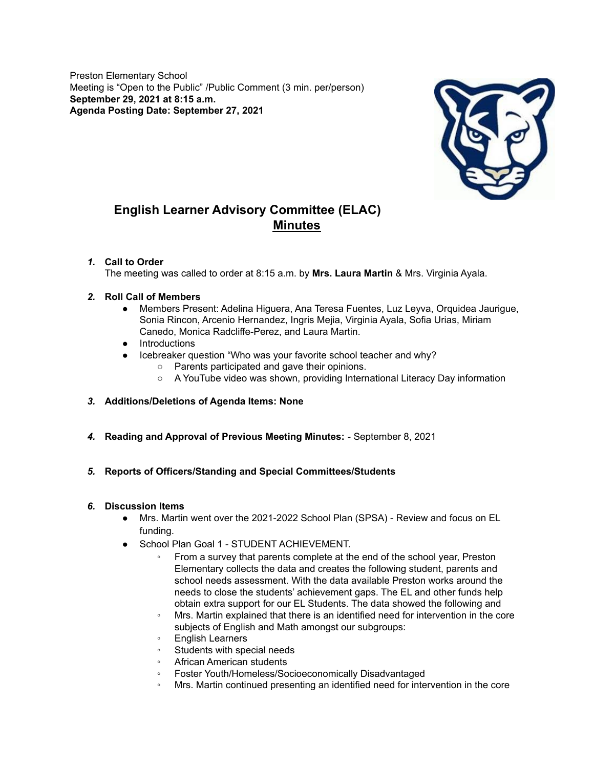Preston Elementary School
Meeting is "Open to the Public" /Public Comment (3 min. per/person)
**September 29, 2021 at 8:15 a.m.**
**Agenda Posting Date: September 27, 2021**

## English Learner Advisory Committee (ELAC)
## <u>Minutes</u>

1. **Call to Order**
   The meeting was called to order at 8:15 a.m. by **Mrs. Laura Martin** & Mrs. Virginia Ayala.

2. **Roll Call of Members**
   - Members Present: Adelina Higuera, Ana Teresa Fuentes, Luz Leyva, Orquidea Jaurigue, Sonia Rincon, Arcenio Hernandez, Ingris Mejia, Virginia Ayala, Sofia Urias, Miriam Canedo, Monica Radcliffe-Perez, and Laura Martin.
   - Introductions
   - Icebreaker question "Who was your favorite school teacher and why?
     - Parents participated and gave their opinions.
     - A YouTube video was shown, providing International Literacy Day information

3. **Additions/Deletions of Agenda Items: None**

4. **Reading and Approval of Previous Meeting Minutes:** - September 8, 2021

5. **Reports of Officers/Standing and Special Committees/Students**

6. **Discussion Items**
   - Mrs. Martin went over the 2021-2022 School Plan (SPSA) - Review and focus on EL funding.
   - School Plan Goal 1 - STUDENT ACHIEVEMENT.
     - From a survey that parents complete at the end of the school year, Preston Elementary collects the data and creates the following student, parents and school needs assessment. With the data available Preston works around the needs to close the students' achievement gaps. The EL and other funds help obtain extra support for our EL Students. The data showed the following and
     - Mrs. Martin explained that there is an identified need for intervention in the core subjects of English and Math amongst our subgroups:
     - English Learners
     - Students with special needs
     - African American students
     - Foster Youth/Homeless/Socioeconomically Disadvantaged
     - Mrs. Martin continued presenting an identified need for intervention in the core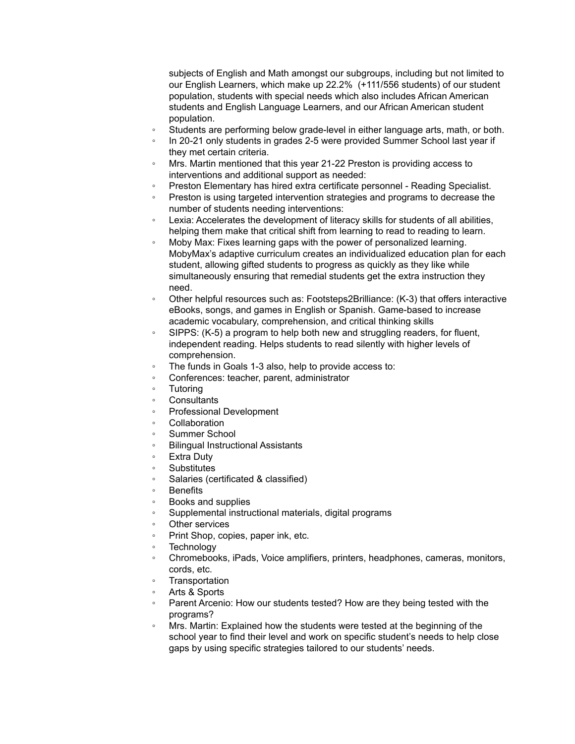subjects of English and Math amongst our subgroups, including but not limited to our English Learners, which make up 22.2% (+111/556 students) of our student population, students with special needs which also includes African American students and English Language Learners, and our African American student population.

- Students are performing below grade-level in either language arts, math, or both.
- In 20-21 only students in grades 2-5 were provided Summer School last year if they met certain criteria.
- Mrs. Martin mentioned that this year 21-22 Preston is providing access to interventions and additional support as needed:
- Preston Elementary has hired extra certificate personnel - Reading Specialist.
- Preston is using targeted intervention strategies and programs to decrease the number of students needing interventions:
- Lexia: Accelerates the development of literacy skills for students of all abilities, helping them make that critical shift from learning to read to reading to learn.
- Moby Max: Fixes learning gaps with the power of personalized learning. MobyMax's adaptive curriculum creates an individualized education plan for each student, allowing gifted students to progress as quickly as they like while simultaneously ensuring that remedial students get the extra instruction they need.
- Other helpful resources such as: Footsteps2Brilliance: (K-3) that offers interactive eBooks, songs, and games in English or Spanish. Game-based to increase academic vocabulary, comprehension, and critical thinking skills
- SIPPS: (K-5) a program to help both new and struggling readers, for fluent, independent reading. Helps students to read silently with higher levels of comprehension.
- The funds in Goals 1-3 also, help to provide access to:
- Conferences: teacher, parent, administrator
- Tutoring
- Consultants
- Professional Development
- Collaboration
- Summer School
- Bilingual Instructional Assistants
- Extra Duty
- Substitutes
- Salaries (certificated & classified)
- Benefits
- Books and supplies
- Supplemental instructional materials, digital programs
- Other services
- Print Shop, copies, paper ink, etc.
- Technology
- Chromebooks, iPads, Voice amplifiers, printers, headphones, cameras, monitors, cords, etc.
- Transportation
- Arts & Sports
- Parent Arcenio: How our students tested? How are they being tested with the programs?
- Mrs. Martin: Explained how the students were tested at the beginning of the school year to find their level and work on specific student's needs to help close gaps by using specific strategies tailored to our students' needs.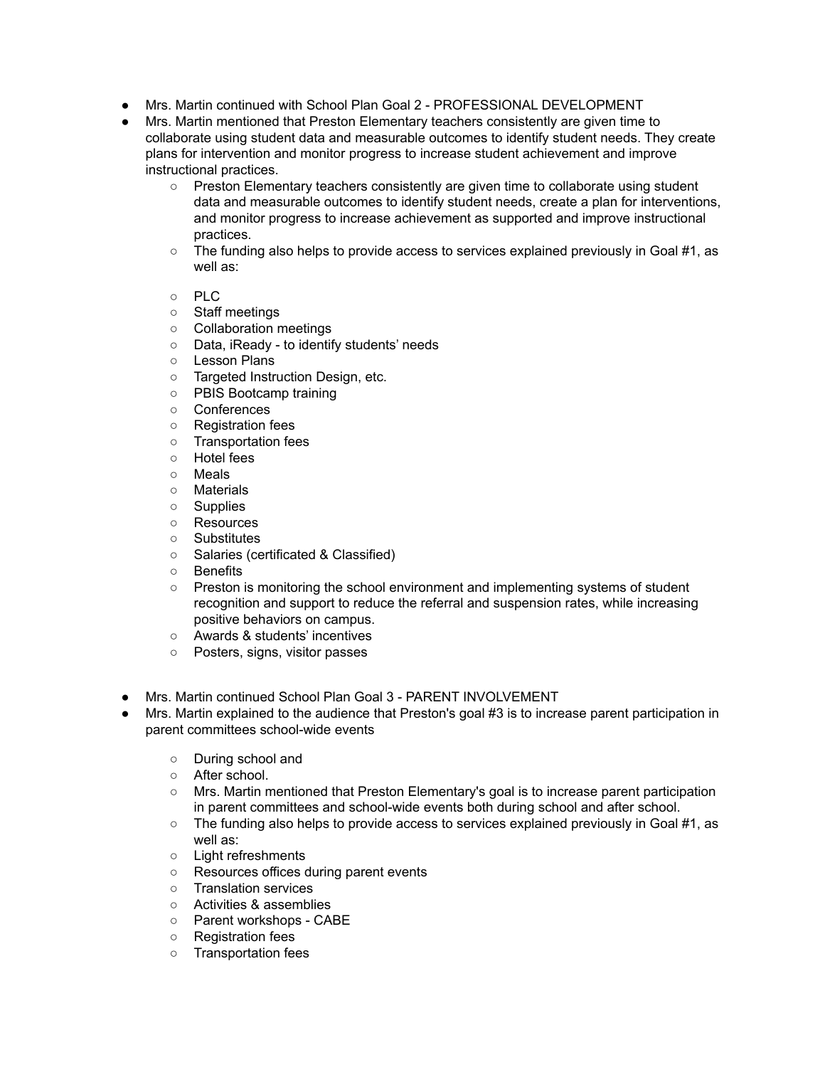- Mrs. Martin continued with School Plan Goal 2 - PROFESSIONAL DEVELOPMENT
- Mrs. Martin mentioned that Preston Elementary teachers consistently are given time to collaborate using student data and measurable outcomes to identify student needs. They create plans for intervention and monitor progress to increase student achievement and improve instructional practices.
    - Preston Elementary teachers consistently are given time to collaborate using student data and measurable outcomes to identify student needs, create a plan for interventions, and monitor progress to increase achievement as supported and improve instructional practices.
    - The funding also helps to provide access to services explained previously in Goal #1, as well as:

    - PLC
    - Staff meetings
    - Collaboration meetings
    - Data, iReady - to identify students' needs
    - Lesson Plans
    - Targeted Instruction Design, etc.
    - PBIS Bootcamp training
    - Conferences
    - Registration fees
    - Transportation fees
    - Hotel fees
    - Meals
    - Materials
    - Supplies
    - Resources
    - Substitutes
    - Salaries (certificated & Classified)
    - Benefits
    - Preston is monitoring the school environment and implementing systems of student recognition and support to reduce the referral and suspension rates, while increasing positive behaviors on campus.
    - Awards & students' incentives
    - Posters, signs, visitor passes

- Mrs. Martin continued School Plan Goal 3 - PARENT INVOLVEMENT
- Mrs. Martin explained to the audience that Preston's goal #3 is to increase parent participation in parent committees school-wide events

    - During school and
    - After school.
    - Mrs. Martin mentioned that Preston Elementary's goal is to increase parent participation in parent committees and school-wide events both during school and after school.
    - The funding also helps to provide access to services explained previously in Goal #1, as well as:
    - Light refreshments
    - Resources offices during parent events
    - Translation services
    - Activities & assemblies
    - Parent workshops - CABE
    - Registration fees
    - Transportation fees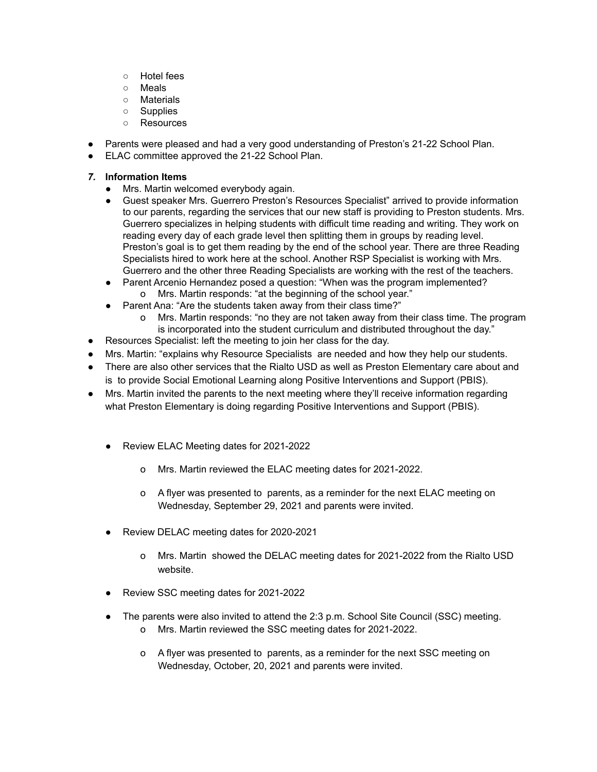- Hotel fees
    - Meals
    - Materials
    - Supplies
    - Resources

- Parents were pleased and had a very good understanding of Preston's 21-22 School Plan.
- ELAC committee approved the 21-22 School Plan.

***7.*** **Information Items**

- Mrs. Martin welcomed everybody again.
- Guest speaker Mrs. Guerrero Preston's Resources Specialist" arrived to provide information to our parents, regarding the services that our new staff is providing to Preston students. Mrs. Guerrero specializes in helping students with difficult time reading and writing. They work on reading every day of each grade level then splitting them in groups by reading level. Preston's goal is to get them reading by the end of the school year. There are three Reading Specialists hired to work here at the school. Another RSP Specialist is working with Mrs. Guerrero and the other three Reading Specialists are working with the rest of the teachers.
- Parent Arcenio Hernandez posed a question: "When was the program implemented?
    - o Mrs. Martin responds: "at the beginning of the school year."
- Parent Ana: "Are the students taken away from their class time?"
    - o Mrs. Martin responds: "no they are not taken away from their class time. The program is incorporated into the student curriculum and distributed throughout the day."

- Resources Specialist: left the meeting to join her class for the day.
- Mrs. Martin: "explains why Resource Specialists are needed and how they help our students.
- There are also other services that the Rialto USD as well as Preston Elementary care about and is to provide Social Emotional Learning along Positive Interventions and Support (PBIS).
- Mrs. Martin invited the parents to the next meeting where they'll receive information regarding what Preston Elementary is doing regarding Positive Interventions and Support (PBIS).

- Review ELAC Meeting dates for 2021-2022
    - o Mrs. Martin reviewed the ELAC meeting dates for 2021-2022.
    - o A flyer was presented to parents, as a reminder for the next ELAC meeting on Wednesday, September 29, 2021 and parents were invited.
- Review DELAC meeting dates for 2020-2021
    - o Mrs. Martin showed the DELAC meeting dates for 2021-2022 from the Rialto USD website.
- Review SSC meeting dates for 2021-2022
- The parents were also invited to attend the 2:3 p.m. School Site Council (SSC) meeting.
    - o Mrs. Martin reviewed the SSC meeting dates for 2021-2022.
    - o A flyer was presented to parents, as a reminder for the next SSC meeting on Wednesday, October, 20, 2021 and parents were invited.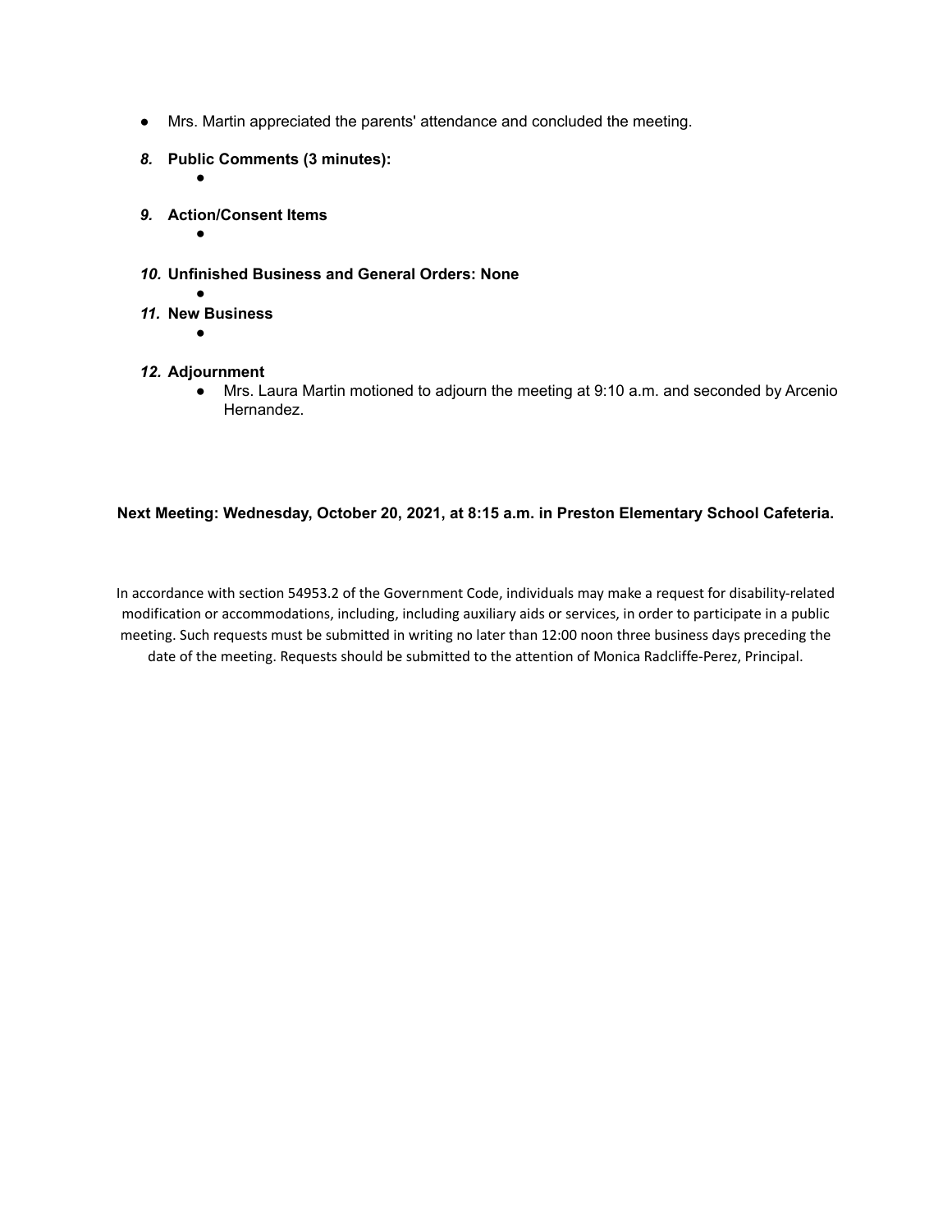- Mrs. Martin appreciated the parents' attendance and concluded the meeting.

***8.*** **Public Comments (3 minutes):**

- 

***9.*** **Action/Consent Items**

- 

***10.*** **Unfinished Business and General Orders: None**

- 

***11.*** **New Business**

- 

***12.*** **Adjournment**

- Mrs. Laura Martin motioned to adjourn the meeting at 9:10 a.m. and seconded by Arcenio Hernandez.

**Next Meeting: Wednesday, October 20, 2021, at 8:15 a.m. in Preston Elementary School Cafeteria.**

In accordance with section 54953.2 of the Government Code, individuals may make a request for disability-related modification or accommodations, including, including auxiliary aids or services, in order to participate in a public meeting. Such requests must be submitted in writing no later than 12:00 noon three business days preceding the date of the meeting. Requests should be submitted to the attention of Monica Radcliffe-Perez, Principal.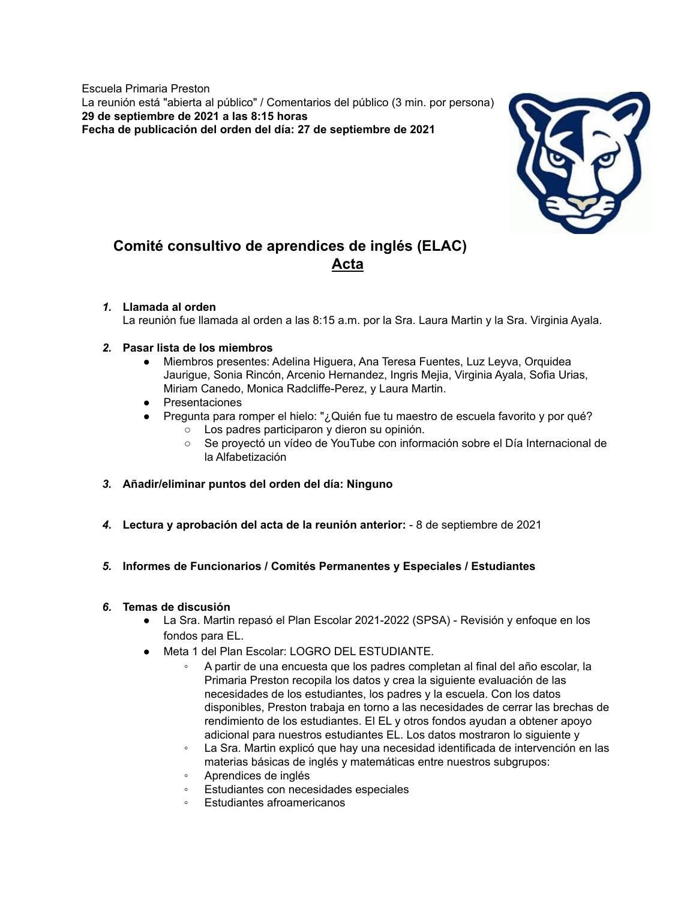Escuela Primaria Preston
La reunión está "abierta al público" / Comentarios del público (3 min. por persona)
**29 de septiembre de 2021 a las 8:15 horas**
**Fecha de publicación del orden del día: 27 de septiembre de 2021**

# Comité consultivo de aprendices de inglés (ELAC)

## Acta

1. **Llamada al orden**
   La reunión fue llamada al orden a las 8:15 a.m. por la Sra. Laura Martin y la Sra. Virginia Ayala.

2. **Pasar lista de los miembros**
   - Miembros presentes: Adelina Higuera, Ana Teresa Fuentes, Luz Leyva, Orquidea Jaurigue, Sonia Rincón, Arcenio Hernandez, Ingris Mejia, Virginia Ayala, Sofia Urias, Miriam Canedo, Monica Radcliffe-Perez, y Laura Martin.
   - Presentaciones
   - Pregunta para romper el hielo: "¿Quién fue tu maestro de escuela favorito y por qué?
     - Los padres participaron y dieron su opinión.
     - Se proyectó un vídeo de YouTube con información sobre el Día Internacional de la Alfabetización

3. **Añadir/eliminar puntos del orden del día: Ninguno**

4. **Lectura y aprobación del acta de la reunión anterior:** - 8 de septiembre de 2021

5. **Informes de Funcionarios / Comités Permanentes y Especiales / Estudiantes**

6. **Temas de discusión**
   - La Sra. Martin repasó el Plan Escolar 2021-2022 (SPSA) - Revisión y enfoque en los fondos para EL.
   - Meta 1 del Plan Escolar: LOGRO DEL ESTUDIANTE.
     - A partir de una encuesta que los padres completan al final del año escolar, la Primaria Preston recopila los datos y crea la siguiente evaluación de las necesidades de los estudiantes, los padres y la escuela. Con los datos disponibles, Preston trabaja en torno a las necesidades de cerrar las brechas de rendimiento de los estudiantes. El EL y otros fondos ayudan a obtener apoyo adicional para nuestros estudiantes EL. Los datos mostraron lo siguiente y
     - La Sra. Martin explicó que hay una necesidad identificada de intervención en las materias básicas de inglés y matemáticas entre nuestros subgrupos:
     - Aprendices de inglés
     - Estudiantes con necesidades especiales
     - Estudiantes afroamericanos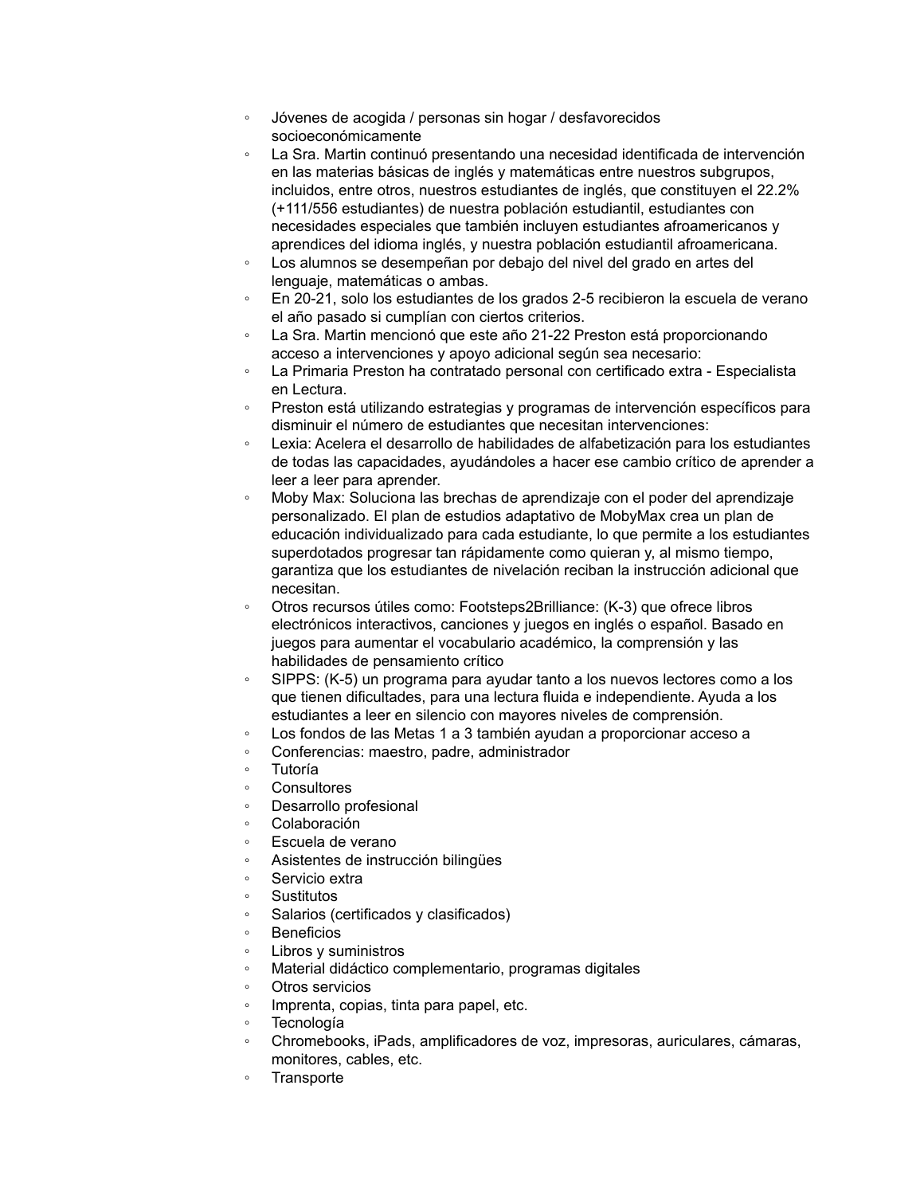- Jóvenes de acogida / personas sin hogar / desfavorecidos socioeconómicamente
- La Sra. Martin continuó presentando una necesidad identificada de intervención en las materias básicas de inglés y matemáticas entre nuestros subgrupos, incluidos, entre otros, nuestros estudiantes de inglés, que constituyen el 22.2% (+111/556 estudiantes) de nuestra población estudiantil, estudiantes con necesidades especiales que también incluyen estudiantes afroamericanos y aprendices del idioma inglés, y nuestra población estudiantil afroamericana.
- Los alumnos se desempeñan por debajo del nivel del grado en artes del lenguaje, matemáticas o ambas.
- En 20-21, solo los estudiantes de los grados 2-5 recibieron la escuela de verano el año pasado si cumplían con ciertos criterios.
- La Sra. Martin mencionó que este año 21-22 Preston está proporcionando acceso a intervenciones y apoyo adicional según sea necesario:
- La Primaria Preston ha contratado personal con certificado extra - Especialista en Lectura.
- Preston está utilizando estrategias y programas de intervención específicos para disminuir el número de estudiantes que necesitan intervenciones:
- Lexia: Acelera el desarrollo de habilidades de alfabetización para los estudiantes de todas las capacidades, ayudándoles a hacer ese cambio crítico de aprender a leer a leer para aprender.
- Moby Max: Soluciona las brechas de aprendizaje con el poder del aprendizaje personalizado. El plan de estudios adaptativo de MobyMax crea un plan de educación individualizado para cada estudiante, lo que permite a los estudiantes superdotados progresar tan rápidamente como quieran y, al mismo tiempo, garantiza que los estudiantes de nivelación reciban la instrucción adicional que necesitan.
- Otros recursos útiles como: Footsteps2Brilliance: (K-3) que ofrece libros electrónicos interactivos, canciones y juegos en inglés o español. Basado en juegos para aumentar el vocabulario académico, la comprensión y las habilidades de pensamiento crítico
- SIPPS: (K-5) un programa para ayudar tanto a los nuevos lectores como a los que tienen dificultades, para una lectura fluida e independiente. Ayuda a los estudiantes a leer en silencio con mayores niveles de comprensión.
- Los fondos de las Metas 1 a 3 también ayudan a proporcionar acceso a
- Conferencias: maestro, padre, administrador
- Tutoría
- Consultores
- Desarrollo profesional
- Colaboración
- Escuela de verano
- Asistentes de instrucción bilingües
- Servicio extra
- Sustitutos
- Salarios (certificados y clasificados)
- Beneficios
- Libros y suministros
- Material didáctico complementario, programas digitales
- Otros servicios
- Imprenta, copias, tinta para papel, etc.
- Tecnología
- Chromebooks, iPads, amplificadores de voz, impresoras, auriculares, cámaras, monitores, cables, etc.
- Transporte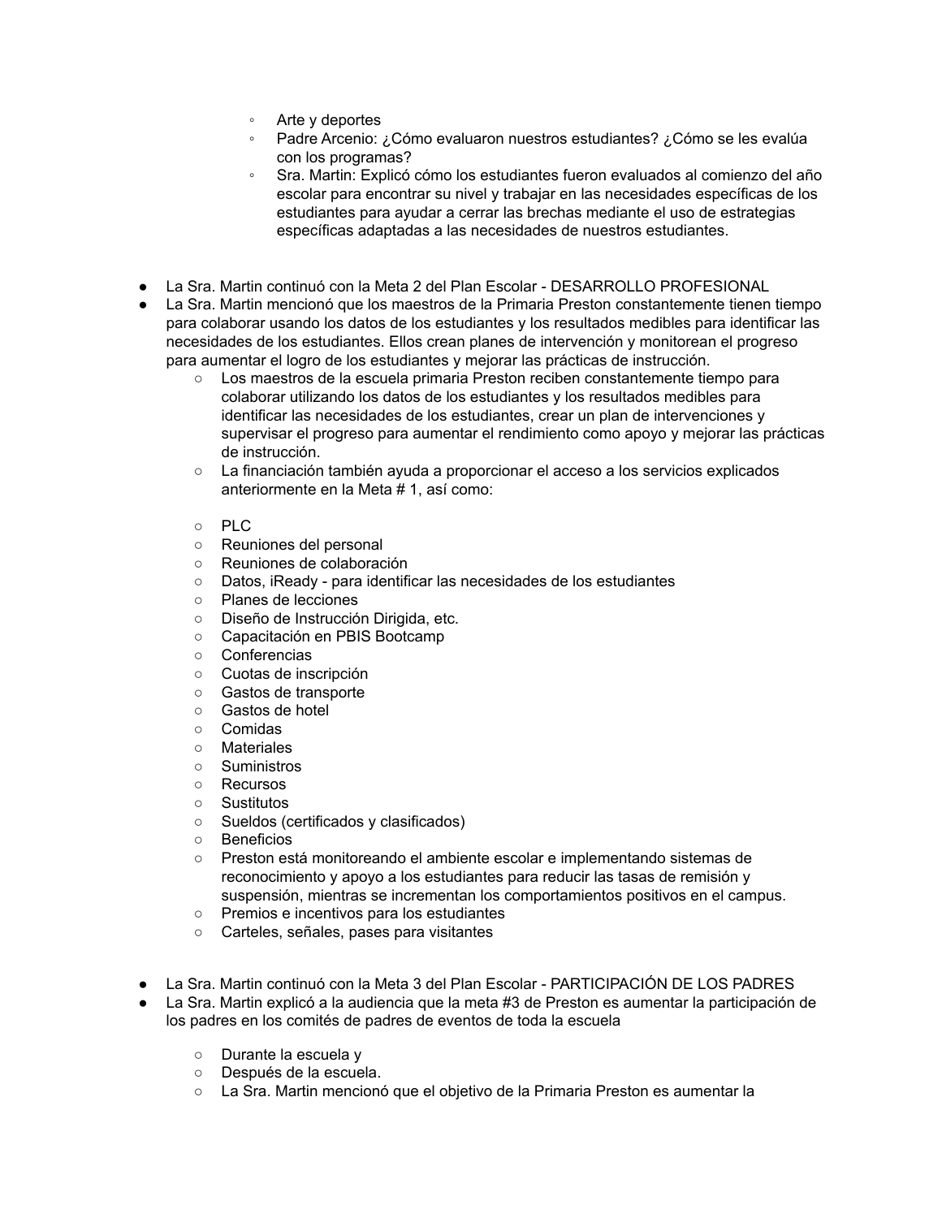- Arte y deportes
        - Padre Arcenio: ¿Cómo evaluaron nuestros estudiantes? ¿Cómo se les evalúa con los programas?
        - Sra. Martin: Explicó cómo los estudiantes fueron evaluados al comienzo del año escolar para encontrar su nivel y trabajar en las necesidades específicas de los estudiantes para ayudar a cerrar las brechas mediante el uso de estrategias específicas adaptadas a las necesidades de nuestros estudiantes.

- La Sra. Martin continuó con la Meta 2 del Plan Escolar - DESARROLLO PROFESIONAL
- La Sra. Martin mencionó que los maestros de la Primaria Preston constantemente tienen tiempo para colaborar usando los datos de los estudiantes y los resultados medibles para identificar las necesidades de los estudiantes. Ellos crean planes de intervención y monitorean el progreso para aumentar el logro de los estudiantes y mejorar las prácticas de instrucción.
    - Los maestros de la escuela primaria Preston reciben constantemente tiempo para colaborar utilizando los datos de los estudiantes y los resultados medibles para identificar las necesidades de los estudiantes, crear un plan de intervenciones y supervisar el progreso para aumentar el rendimiento como apoyo y mejorar las prácticas de instrucción.
    - La financiación también ayuda a proporcionar el acceso a los servicios explicados anteriormente en la Meta # 1, así como:

    - PLC
    - Reuniones del personal
    - Reuniones de colaboración
    - Datos, iReady - para identificar las necesidades de los estudiantes
    - Planes de lecciones
    - Diseño de Instrucción Dirigida, etc.
    - Capacitación en PBIS Bootcamp
    - Conferencias
    - Cuotas de inscripción
    - Gastos de transporte
    - Gastos de hotel
    - Comidas
    - Materiales
    - Suministros
    - Recursos
    - Sustitutos
    - Sueldos (certificados y clasificados)
    - Beneficios
    - Preston está monitoreando el ambiente escolar e implementando sistemas de reconocimiento y apoyo a los estudiantes para reducir las tasas de remisión y suspensión, mientras se incrementan los comportamientos positivos en el campus.
    - Premios e incentivos para los estudiantes
    - Carteles, señales, pases para visitantes

- La Sra. Martin continuó con la Meta 3 del Plan Escolar - PARTICIPACIÓN DE LOS PADRES
- La Sra. Martin explicó a la audiencia que la meta #3 de Preston es aumentar la participación de los padres en los comités de padres de eventos de toda la escuela

    - Durante la escuela y
    - Después de la escuela.
    - La Sra. Martin mencionó que el objetivo de la Primaria Preston es aumentar la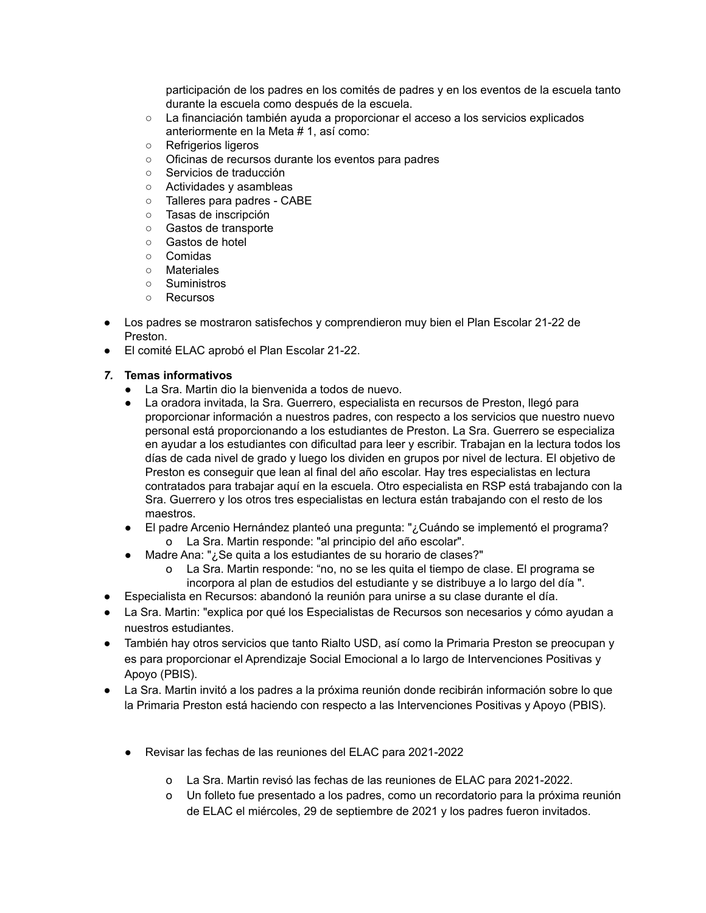participación de los padres en los comités de padres y en los eventos de la escuela tanto durante la escuela como después de la escuela.
    - La financiación también ayuda a proporcionar el acceso a los servicios explicados anteriormente en la Meta # 1, así como:
    - Refrigerios ligeros
    - Oficinas de recursos durante los eventos para padres
    - Servicios de traducción
    - Actividades y asambleas
    - Talleres para padres - CABE
    - Tasas de inscripción
    - Gastos de transporte
    - Gastos de hotel
    - Comidas
    - Materiales
    - Suministros
    - Recursos

- Los padres se mostraron satisfechos y comprendieron muy bien el Plan Escolar 21-22 de Preston.
- El comité ELAC aprobó el Plan Escolar 21-22.

***7.* Temas informativos**

- La Sra. Martin dio la bienvenida a todos de nuevo.
- La oradora invitada, la Sra. Guerrero, especialista en recursos de Preston, llegó para proporcionar información a nuestros padres, con respecto a los servicios que nuestro nuevo personal está proporcionando a los estudiantes de Preston. La Sra. Guerrero se especializa en ayudar a los estudiantes con dificultad para leer y escribir. Trabajan en la lectura todos los días de cada nivel de grado y luego los dividen en grupos por nivel de lectura. El objetivo de Preston es conseguir que lean al final del año escolar. Hay tres especialistas en lectura contratados para trabajar aquí en la escuela. Otro especialista en RSP está trabajando con la Sra. Guerrero y los otros tres especialistas en lectura están trabajando con el resto de los maestros.
- El padre Arcenio Hernández planteó una pregunta: "¿Cuándo se implementó el programa?
    - La Sra. Martin responde: "al principio del año escolar".
- Madre Ana: "¿Se quita a los estudiantes de su horario de clases?"
    - La Sra. Martin responde: “no, no se les quita el tiempo de clase. El programa se incorpora al plan de estudios del estudiante y se distribuye a lo largo del día ".

- Especialista en Recursos: abandonó la reunión para unirse a su clase durante el día.
- La Sra. Martin: "explica por qué los Especialistas de Recursos son necesarios y cómo ayudan a nuestros estudiantes.
- También hay otros servicios que tanto Rialto USD, así como la Primaria Preston se preocupan y es para proporcionar el Aprendizaje Social Emocional a lo largo de Intervenciones Positivas y Apoyo (PBIS).
- La Sra. Martin invitó a los padres a la próxima reunión donde recibirán información sobre lo que la Primaria Preston está haciendo con respecto a las Intervenciones Positivas y Apoyo (PBIS).

    - Revisar las fechas de las reuniones del ELAC para 2021-2022
        - La Sra. Martin revisó las fechas de las reuniones de ELAC para 2021-2022.
        - Un folleto fue presentado a los padres, como un recordatorio para la próxima reunión de ELAC el miércoles, 29 de septiembre de 2021 y los padres fueron invitados.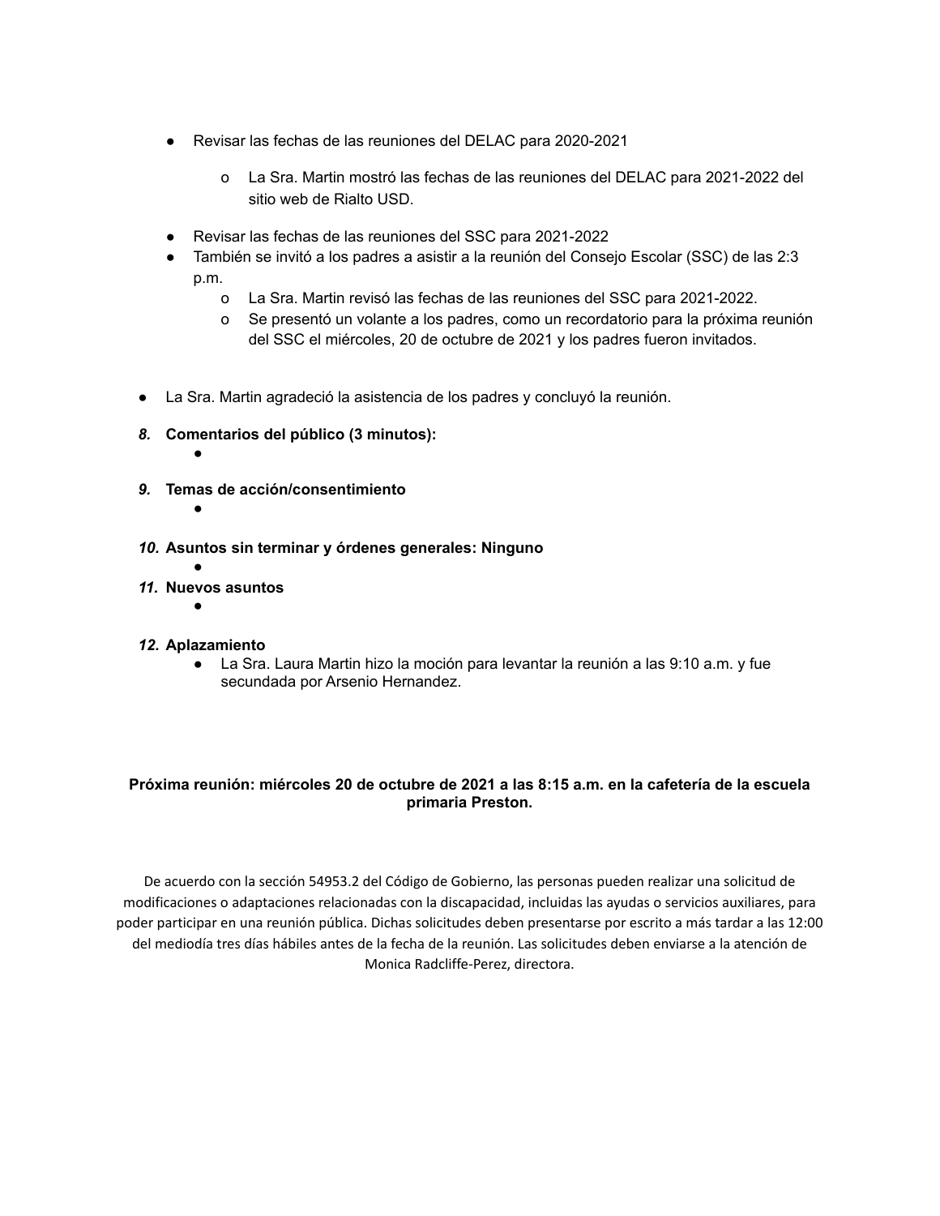- Revisar las fechas de las reuniones del DELAC para 2020-2021
  - La Sra. Martin mostró las fechas de las reuniones del DELAC para 2021-2022 del sitio web de Rialto USD.
- Revisar las fechas de las reuniones del SSC para 2021-2022
- También se invitó a los padres a asistir a la reunión del Consejo Escolar (SSC) de las 2:3 p.m.
  - La Sra. Martin revisó las fechas de las reuniones del SSC para 2021-2022.
  - Se presentó un volante a los padres, como un recordatorio para la próxima reunión del SSC el miércoles, 20 de octubre de 2021 y los padres fueron invitados.

- La Sra. Martin agradeció la asistencia de los padres y concluyó la reunión.

***8.*** **Comentarios del público (3 minutos):**

- 

***9.*** **Temas de acción/consentimiento**

- 

***10.*** **Asuntos sin terminar y órdenes generales: Ninguno**

- 

***11.*** **Nuevos asuntos**

- 

***12.*** **Aplazamiento**

- La Sra. Laura Martin hizo la moción para levantar la reunión a las 9:10 a.m. y fue secundada por Arsenio Hernandez.

**Próxima reunión: miércoles 20 de octubre de 2021 a las 8:15 a.m. en la cafetería de la escuela primaria Preston.**

De acuerdo con la sección 54953.2 del Código de Gobierno, las personas pueden realizar una solicitud de modificaciones o adaptaciones relacionadas con la discapacidad, incluidas las ayudas o servicios auxiliares, para poder participar en una reunión pública. Dichas solicitudes deben presentarse por escrito a más tardar a las 12:00 del mediodía tres días hábiles antes de la fecha de la reunión. Las solicitudes deben enviarse a la atención de Monica Radcliffe-Perez, directora.